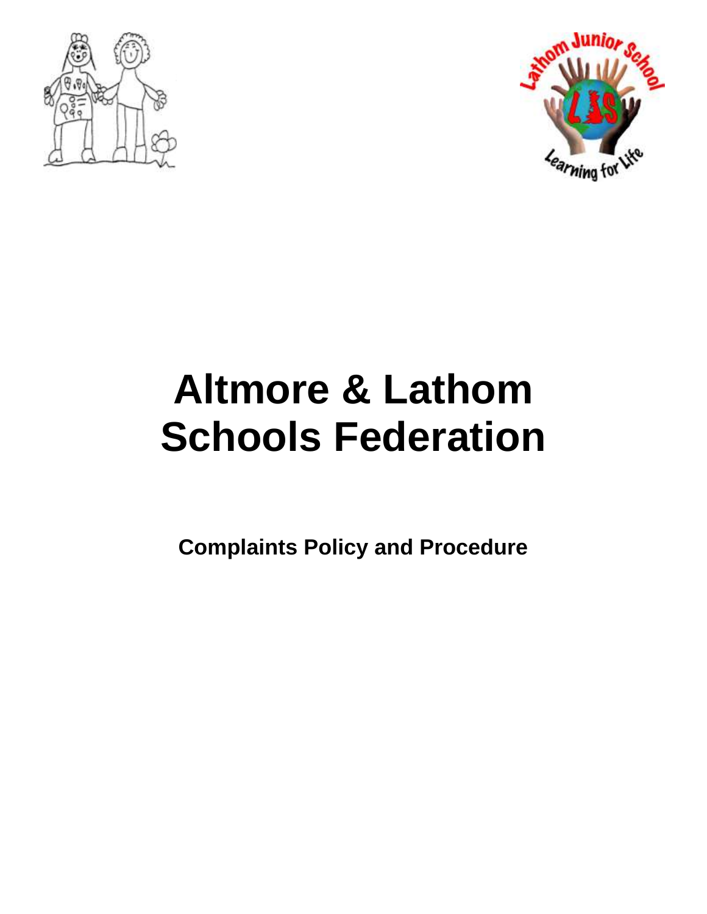# Altmore & Lathom Schools Federation

**Complaints Policy and Procedure**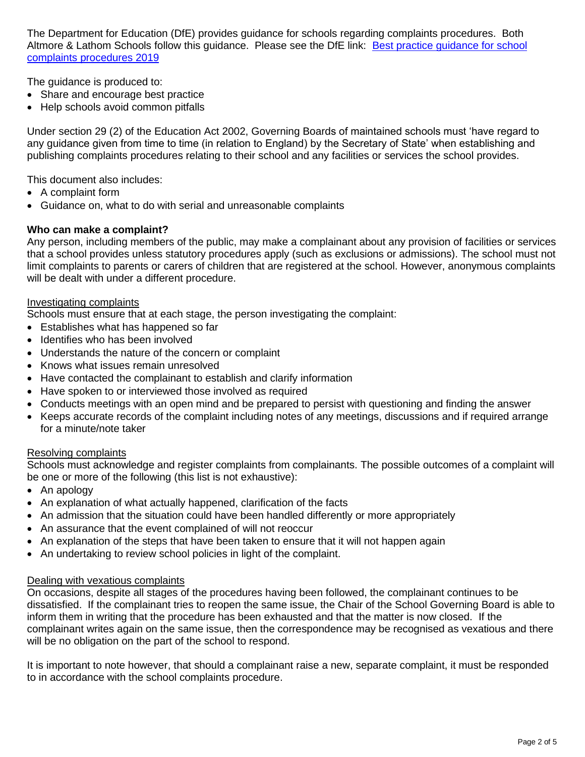The Department for Education (DfE) provides guidance for schools regarding complaints procedures. Both Altmore & Lathom Schools follow this guidance. Please see the DfE link: [Best practice guidance for school complaints procedures 2019]()

The guidance is produced to:

- Share and encourage best practice
- Help schools avoid common pitfalls

Under section 29 (2) of the Education Act 2002, Governing Boards of maintained schools must 'have regard to any guidance given from time to time (in relation to England) by the Secretary of State' when establishing and publishing complaints procedures relating to their school and any facilities or services the school provides.

This document also includes:

- A complaint form
- Guidance on, what to do with serial and unreasonable complaints

**Who can make a complaint?**

Any person, including members of the public, may make a complainant about any provision of facilities or services that a school provides unless statutory procedures apply (such as exclusions or admissions). The school must not limit complaints to parents or carers of children that are registered at the school. However, anonymous complaints will be dealt with under a different procedure.

<u>Investigating complaints</u>

Schools must ensure that at each stage, the person investigating the complaint:

- Establishes what has happened so far
- Identifies who has been involved
- Understands the nature of the concern or complaint
- Knows what issues remain unresolved
- Have contacted the complainant to establish and clarify information
- Have spoken to or interviewed those involved as required
- Conducts meetings with an open mind and be prepared to persist with questioning and finding the answer
- Keeps accurate records of the complaint including notes of any meetings, discussions and if required arrange for a minute/note taker

<u>Resolving complaints</u>

Schools must acknowledge and register complaints from complainants. The possible outcomes of a complaint will be one or more of the following (this list is not exhaustive):

- An apology
- An explanation of what actually happened, clarification of the facts
- An admission that the situation could have been handled differently or more appropriately
- An assurance that the event complained of will not reoccur
- An explanation of the steps that have been taken to ensure that it will not happen again
- An undertaking to review school policies in light of the complaint.

<u>Dealing with vexatious complaints</u>

On occasions, despite all stages of the procedures having been followed, the complainant continues to be dissatisfied. If the complainant tries to reopen the same issue, the Chair of the School Governing Board is able to inform them in writing that the procedure has been exhausted and that the matter is now closed. If the complainant writes again on the same issue, then the correspondence may be recognised as vexatious and there will be no obligation on the part of the school to respond.

It is important to note however, that should a complainant raise a new, separate complaint, it must be responded to in accordance with the school complaints procedure.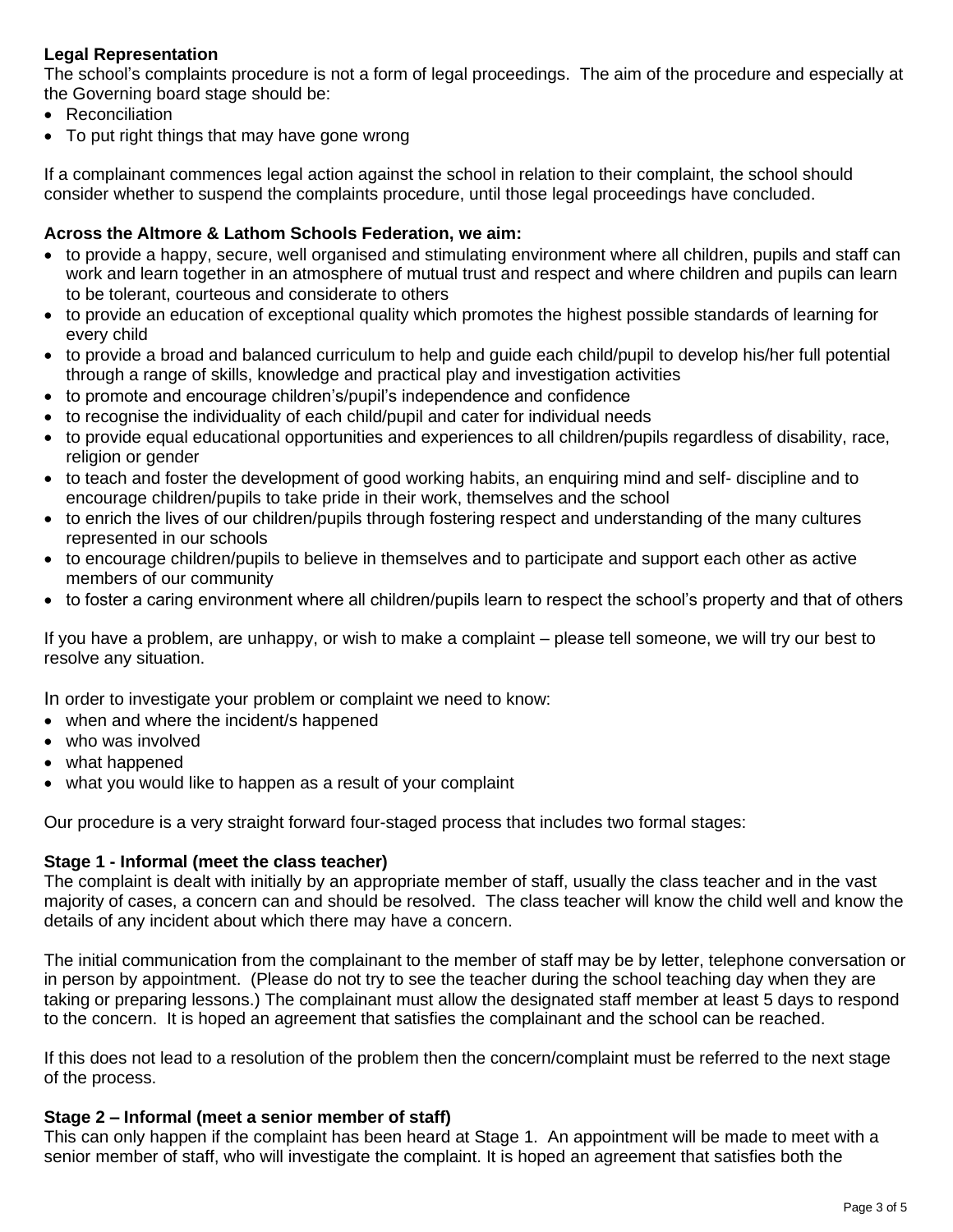**Legal Representation**
The school's complaints procedure is not a form of legal proceedings. The aim of the procedure and especially at the Governing board stage should be:

- Reconciliation
- To put right things that may have gone wrong

If a complainant commences legal action against the school in relation to their complaint, the school should consider whether to suspend the complaints procedure, until those legal proceedings have concluded.

**Across the Altmore & Lathom Schools Federation, we aim:**

- to provide a happy, secure, well organised and stimulating environment where all children, pupils and staff can work and learn together in an atmosphere of mutual trust and respect and where children and pupils can learn to be tolerant, courteous and considerate to others
- to provide an education of exceptional quality which promotes the highest possible standards of learning for every child
- to provide a broad and balanced curriculum to help and guide each child/pupil to develop his/her full potential through a range of skills, knowledge and practical play and investigation activities
- to promote and encourage children's/pupil's independence and confidence
- to recognise the individuality of each child/pupil and cater for individual needs
- to provide equal educational opportunities and experiences to all children/pupils regardless of disability, race, religion or gender
- to teach and foster the development of good working habits, an enquiring mind and self- discipline and to encourage children/pupils to take pride in their work, themselves and the school
- to enrich the lives of our children/pupils through fostering respect and understanding of the many cultures represented in our schools
- to encourage children/pupils to believe in themselves and to participate and support each other as active members of our community
- to foster a caring environment where all children/pupils learn to respect the school's property and that of others

If you have a problem, are unhappy, or wish to make a complaint – please tell someone, we will try our best to resolve any situation.

In order to investigate your problem or complaint we need to know:

- when and where the incident/s happened
- who was involved
- what happened
- what you would like to happen as a result of your complaint

Our procedure is a very straight forward four-staged process that includes two formal stages:

**Stage 1 - Informal (meet the class teacher)**
The complaint is dealt with initially by an appropriate member of staff, usually the class teacher and in the vast majority of cases, a concern can and should be resolved. The class teacher will know the child well and know the details of any incident about which there may have a concern.

The initial communication from the complainant to the member of staff may be by letter, telephone conversation or in person by appointment. (Please do not try to see the teacher during the school teaching day when they are taking or preparing lessons.) The complainant must allow the designated staff member at least 5 days to respond to the concern. It is hoped an agreement that satisfies the complainant and the school can be reached.

If this does not lead to a resolution of the problem then the concern/complaint must be referred to the next stage of the process.

**Stage 2 – Informal (meet a senior member of staff)**
This can only happen if the complaint has been heard at Stage 1. An appointment will be made to meet with a senior member of staff, who will investigate the complaint. It is hoped an agreement that satisfies both the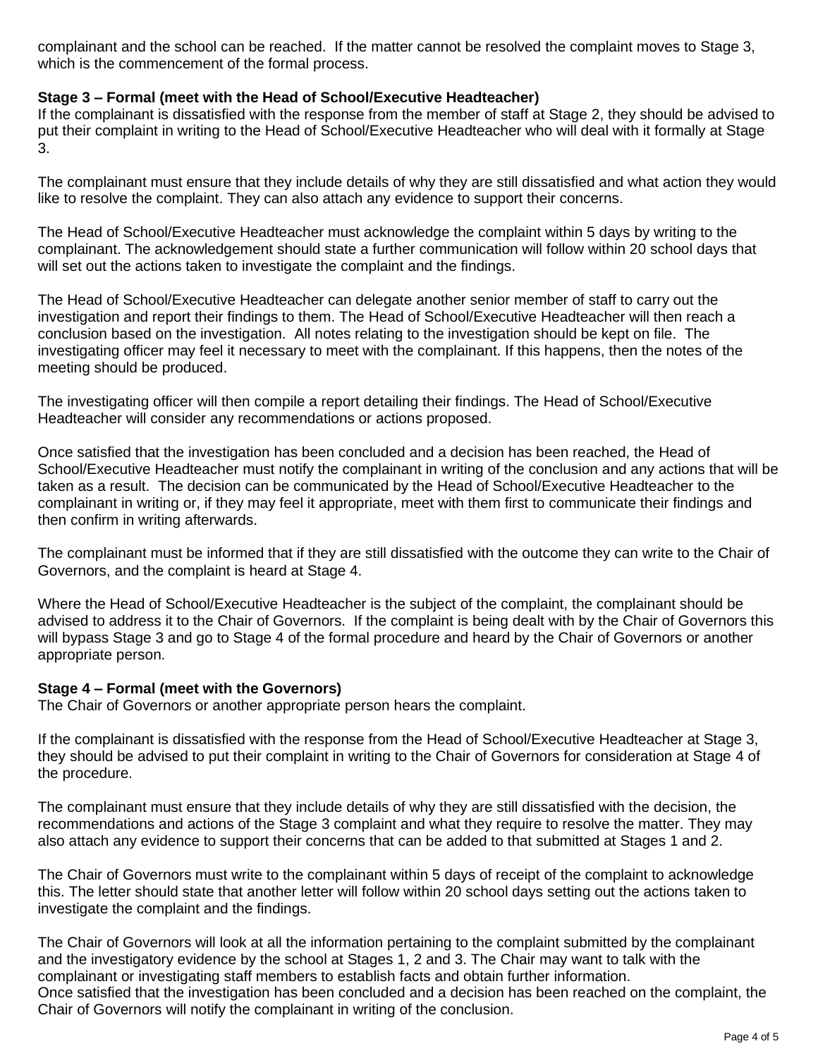complainant and the school can be reached. If the matter cannot be resolved the complaint moves to Stage 3, which is the commencement of the formal process.

**Stage 3 – Formal (meet with the Head of School/Executive Headteacher)**
If the complainant is dissatisfied with the response from the member of staff at Stage 2, they should be advised to put their complaint in writing to the Head of School/Executive Headteacher who will deal with it formally at Stage 3.

The complainant must ensure that they include details of why they are still dissatisfied and what action they would like to resolve the complaint. They can also attach any evidence to support their concerns.

The Head of School/Executive Headteacher must acknowledge the complaint within 5 days by writing to the complainant. The acknowledgement should state a further communication will follow within 20 school days that will set out the actions taken to investigate the complaint and the findings.

The Head of School/Executive Headteacher can delegate another senior member of staff to carry out the investigation and report their findings to them. The Head of School/Executive Headteacher will then reach a conclusion based on the investigation. All notes relating to the investigation should be kept on file. The investigating officer may feel it necessary to meet with the complainant. If this happens, then the notes of the meeting should be produced.

The investigating officer will then compile a report detailing their findings. The Head of School/Executive Headteacher will consider any recommendations or actions proposed.

Once satisfied that the investigation has been concluded and a decision has been reached, the Head of School/Executive Headteacher must notify the complainant in writing of the conclusion and any actions that will be taken as a result. The decision can be communicated by the Head of School/Executive Headteacher to the complainant in writing or, if they may feel it appropriate, meet with them first to communicate their findings and then confirm in writing afterwards.

The complainant must be informed that if they are still dissatisfied with the outcome they can write to the Chair of Governors, and the complaint is heard at Stage 4.

Where the Head of School/Executive Headteacher is the subject of the complaint, the complainant should be advised to address it to the Chair of Governors. If the complaint is being dealt with by the Chair of Governors this will bypass Stage 3 and go to Stage 4 of the formal procedure and heard by the Chair of Governors or another appropriate person.

**Stage 4 – Formal (meet with the Governors)**
The Chair of Governors or another appropriate person hears the complaint.

If the complainant is dissatisfied with the response from the Head of School/Executive Headteacher at Stage 3, they should be advised to put their complaint in writing to the Chair of Governors for consideration at Stage 4 of the procedure.

The complainant must ensure that they include details of why they are still dissatisfied with the decision, the recommendations and actions of the Stage 3 complaint and what they require to resolve the matter. They may also attach any evidence to support their concerns that can be added to that submitted at Stages 1 and 2.

The Chair of Governors must write to the complainant within 5 days of receipt of the complaint to acknowledge this. The letter should state that another letter will follow within 20 school days setting out the actions taken to investigate the complaint and the findings.

The Chair of Governors will look at all the information pertaining to the complaint submitted by the complainant and the investigatory evidence by the school at Stages 1, 2 and 3. The Chair may want to talk with the complainant or investigating staff members to establish facts and obtain further information.
Once satisfied that the investigation has been concluded and a decision has been reached on the complaint, the Chair of Governors will notify the complainant in writing of the conclusion.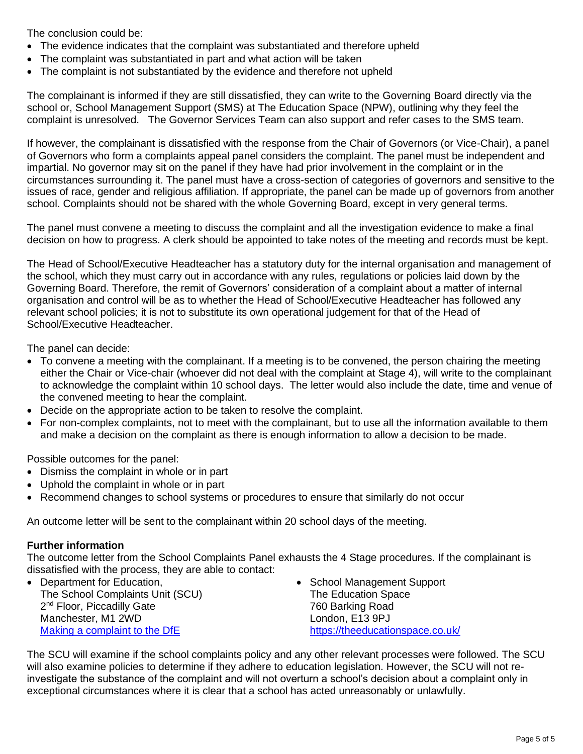The conclusion could be:

- The evidence indicates that the complaint was substantiated and therefore upheld
- The complaint was substantiated in part and what action will be taken
- The complaint is not substantiated by the evidence and therefore not upheld

The complainant is informed if they are still dissatisfied, they can write to the Governing Board directly via the school or, School Management Support (SMS) at The Education Space (NPW), outlining why they feel the complaint is unresolved. The Governor Services Team can also support and refer cases to the SMS team.

If however, the complainant is dissatisfied with the response from the Chair of Governors (or Vice-Chair), a panel of Governors who form a complaints appeal panel considers the complaint. The panel must be independent and impartial. No governor may sit on the panel if they have had prior involvement in the complaint or in the circumstances surrounding it. The panel must have a cross-section of categories of governors and sensitive to the issues of race, gender and religious affiliation. If appropriate, the panel can be made up of governors from another school. Complaints should not be shared with the whole Governing Board, except in very general terms.

The panel must convene a meeting to discuss the complaint and all the investigation evidence to make a final decision on how to progress. A clerk should be appointed to take notes of the meeting and records must be kept.

The Head of School/Executive Headteacher has a statutory duty for the internal organisation and management of the school, which they must carry out in accordance with any rules, regulations or policies laid down by the Governing Board. Therefore, the remit of Governors' consideration of a complaint about a matter of internal organisation and control will be as to whether the Head of School/Executive Headteacher has followed any relevant school policies; it is not to substitute its own operational judgement for that of the Head of School/Executive Headteacher.

The panel can decide:

- To convene a meeting with the complainant. If a meeting is to be convened, the person chairing the meeting either the Chair or Vice-chair (whoever did not deal with the complaint at Stage 4), will write to the complainant to acknowledge the complaint within 10 school days. The letter would also include the date, time and venue of the convened meeting to hear the complaint.
- Decide on the appropriate action to be taken to resolve the complaint.
- For non-complex complaints, not to meet with the complainant, but to use all the information available to them and make a decision on the complaint as there is enough information to allow a decision to be made.

Possible outcomes for the panel:

- Dismiss the complaint in whole or in part
- Uphold the complaint in whole or in part
- Recommend changes to school systems or procedures to ensure that similarly do not occur

An outcome letter will be sent to the complainant within 20 school days of the meeting.

**Further information**

The outcome letter from the School Complaints Panel exhausts the 4 Stage procedures. If the complainant is dissatisfied with the process, they are able to contact:

- Department for Education,
  The School Complaints Unit (SCU)
  2nd Floor, Piccadilly Gate
  Manchester, M1 2WD
  [Making a complaint to the DfE]
- School Management Support
  The Education Space
  760 Barking Road
  London, E13 9PJ
  https://theeducationspace.co.uk/

The SCU will examine if the school complaints policy and any other relevant processes were followed. The SCU will also examine policies to determine if they adhere to education legislation. However, the SCU will not re-investigate the substance of the complaint and will not overturn a school's decision about a complaint only in exceptional circumstances where it is clear that a school has acted unreasonably or unlawfully.